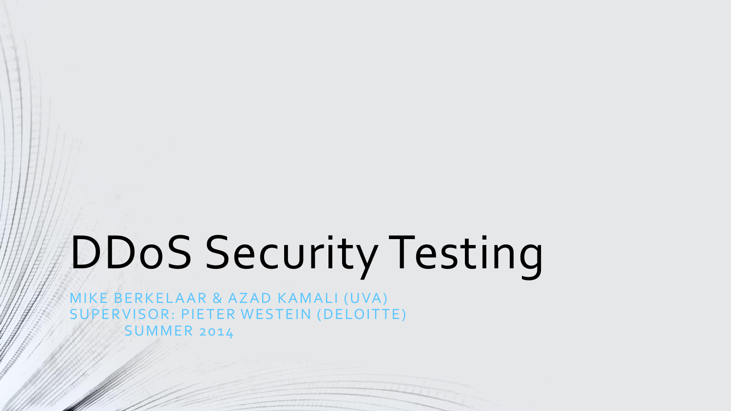# DDoS Security Testing

MIKE BERKELAAR & AZAD KAMALI (UVA)
SUPERVISOR: PIETER WESTEIN (DELOITTE)
SUMMER 2014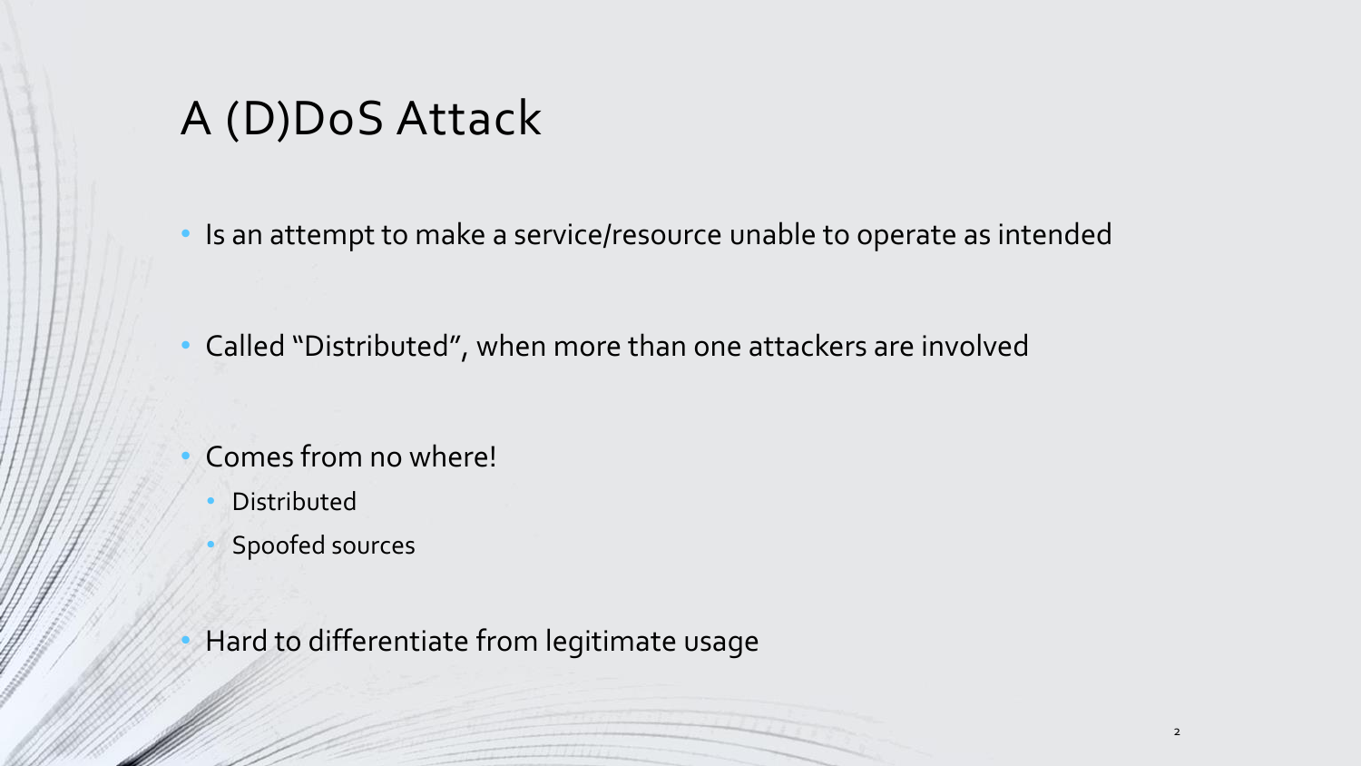# A (D)DoS Attack

- Is an attempt to make a service/resource unable to operate as intended
- Called "Distributed", when more than one attackers are involved
- Comes from no where!
  - Distributed
  - Spoofed sources
- Hard to differentiate from legitimate usage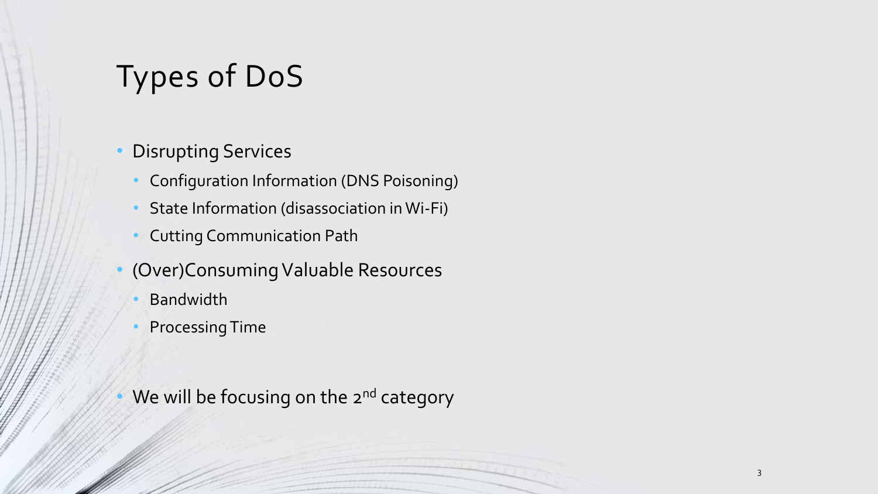# Types of DoS

- Disrupting Services
  - Configuration Information (DNS Poisoning)
  - State Information (disassociation in Wi-Fi)
  - Cutting Communication Path
- (Over)Consuming Valuable Resources
  - Bandwidth
  - Processing Time
- We will be focusing on the 2nd category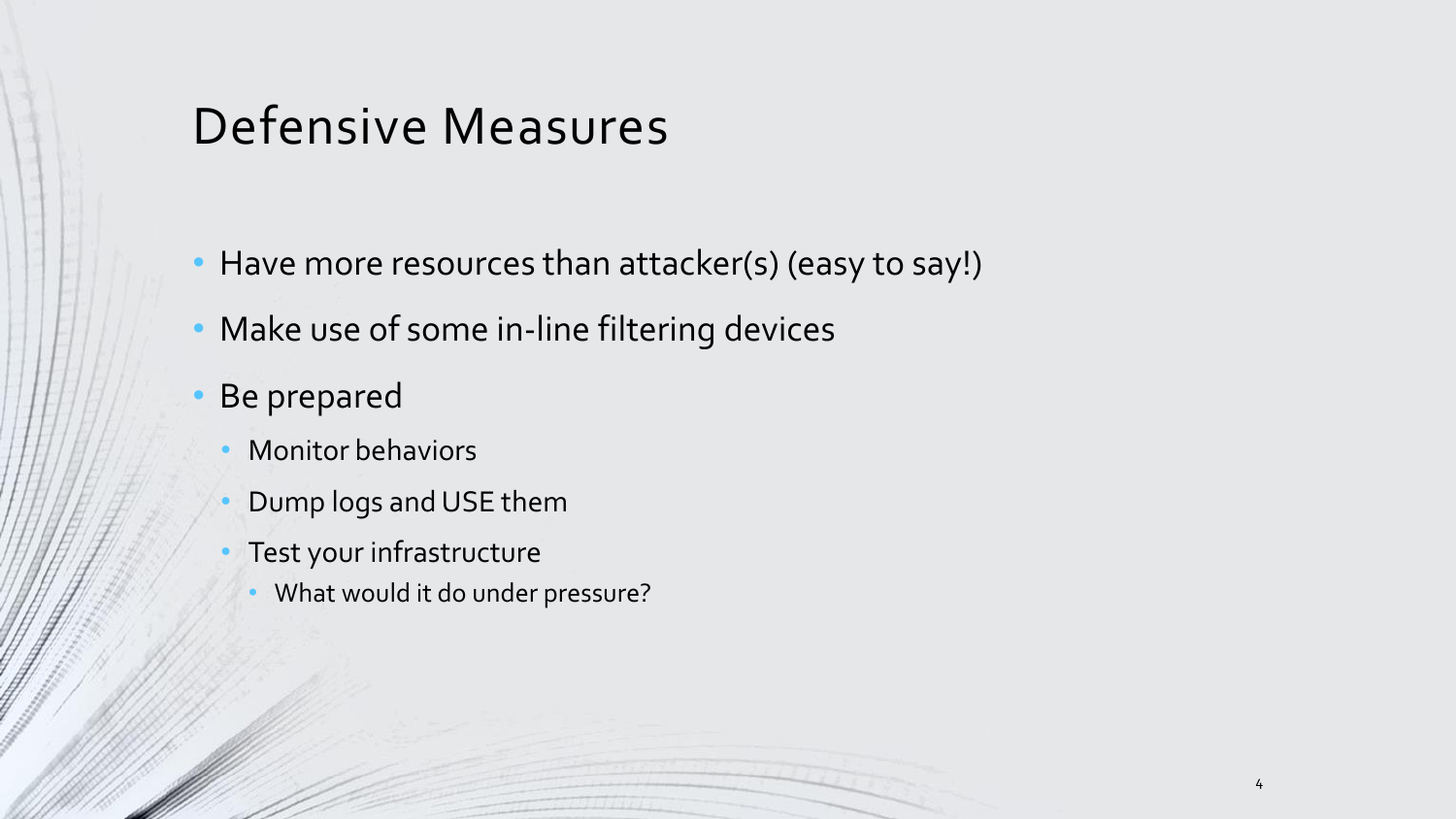# Defensive Measures

- Have more resources than attacker(s) (easy to say!)
- Make use of some in-line filtering devices
- Be prepared
  - Monitor behaviors
  - Dump logs and USE them
  - Test your infrastructure
    - What would it do under pressure?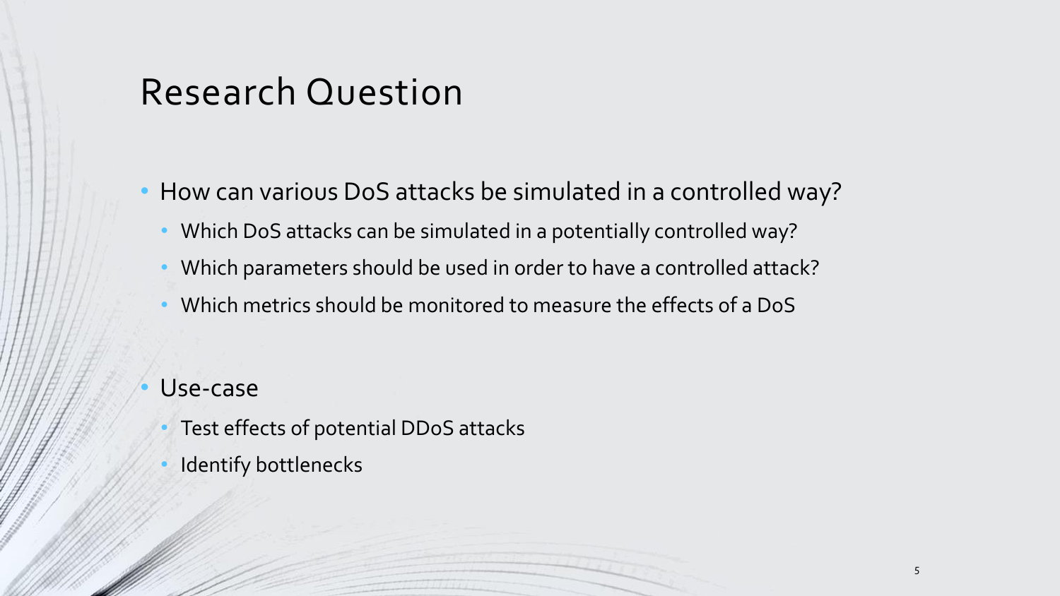# Research Question

- How can various DoS attacks be simulated in a controlled way?
  - Which DoS attacks can be simulated in a potentially controlled way?
  - Which parameters should be used in order to have a controlled attack?
  - Which metrics should be monitored to measure the effects of a DoS
- Use-case
  - Test effects of potential DDoS attacks
  - Identify bottlenecks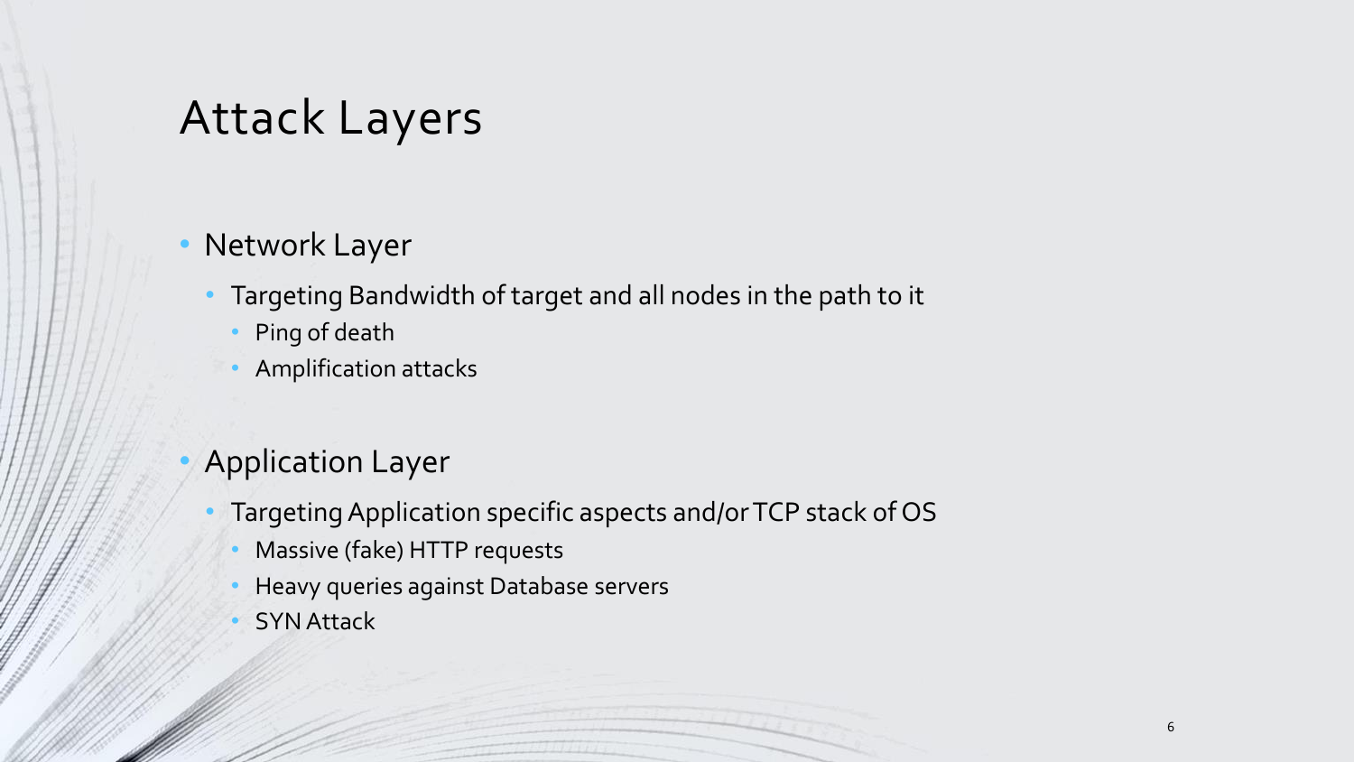# Attack Layers

- Network Layer
  - Targeting Bandwidth of target and all nodes in the path to it
    - Ping of death
    - Amplification attacks

- Application Layer
  - Targeting Application specific aspects and/or TCP stack of OS
    - Massive (fake) HTTP requests
    - Heavy queries against Database servers
    - SYN Attack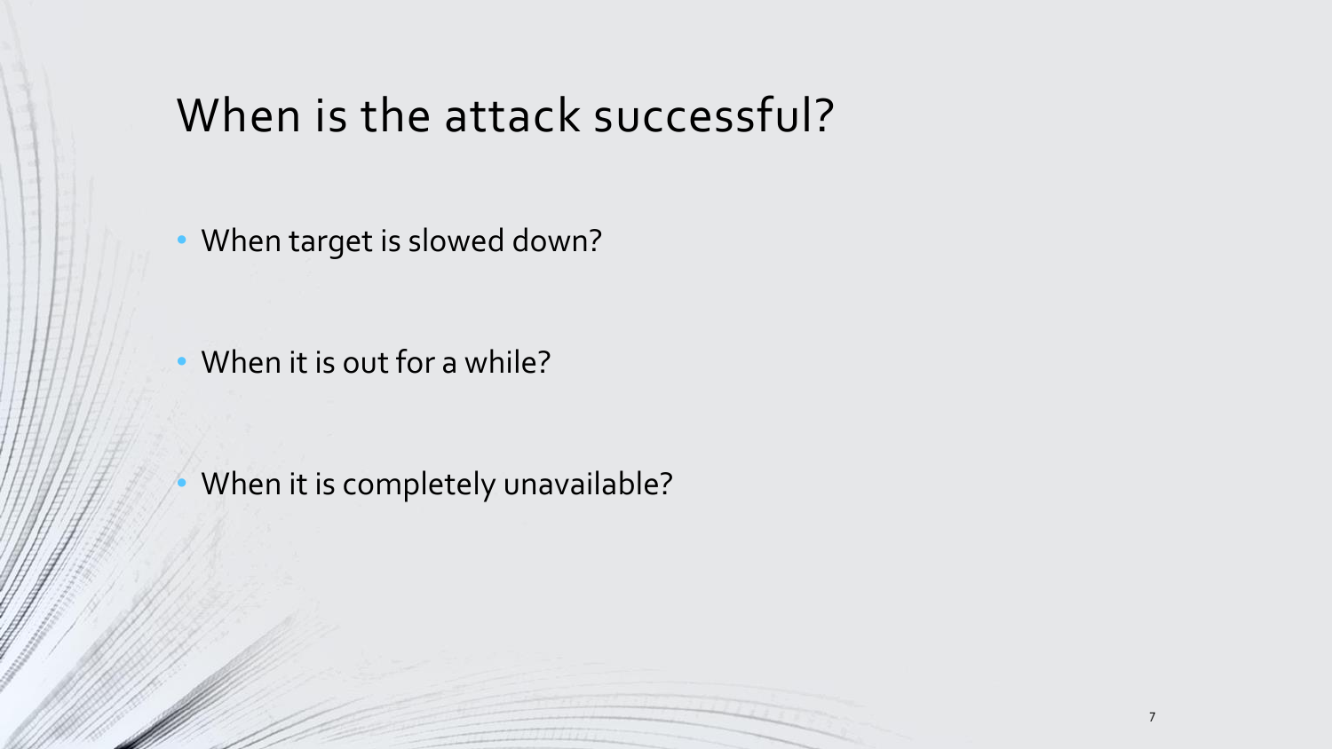# When is the attack successful?

- When target is slowed down?
- When it is out for a while?
- When it is completely unavailable?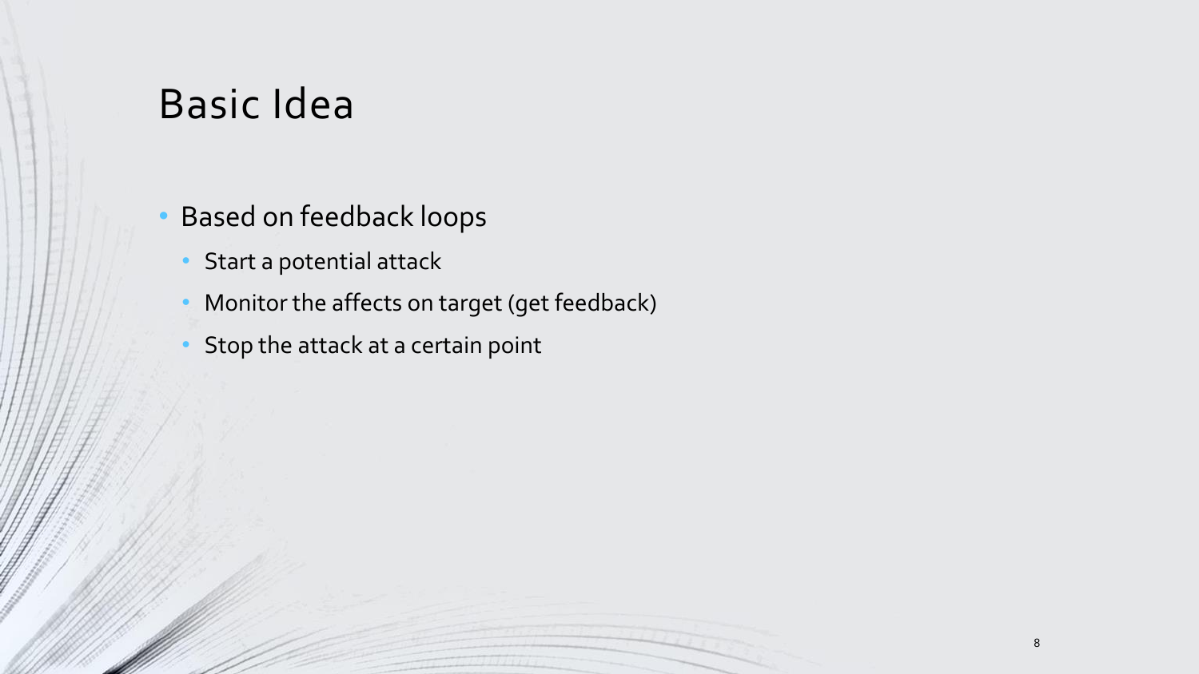# Basic Idea

- Based on feedback loops
  - Start a potential attack
  - Monitor the affects on target (get feedback)
  - Stop the attack at a certain point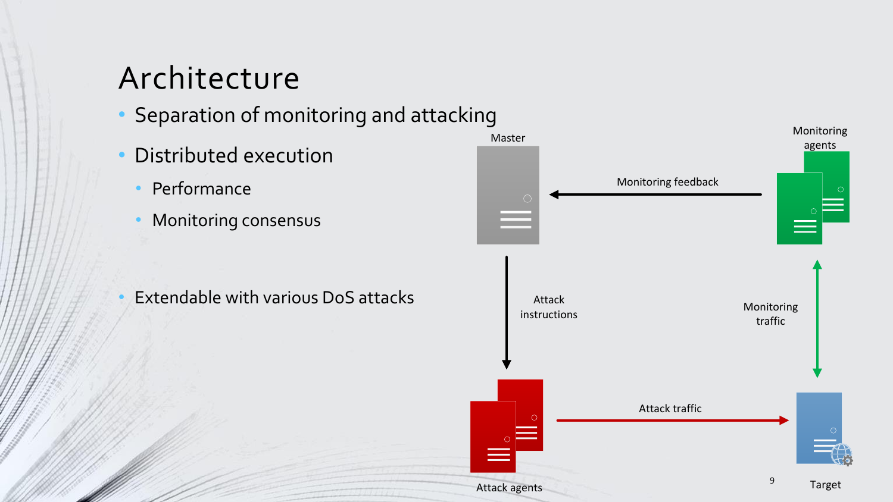# Architecture

- Separation of monitoring and attacking
- Distributed execution
  - Performance
  - Monitoring consensus
- Extendable with various DoS attacks

Master

Monitoring agents

Monitoring feedback

Attack instructions

Monitoring traffic

Attack traffic

Attack agents

Target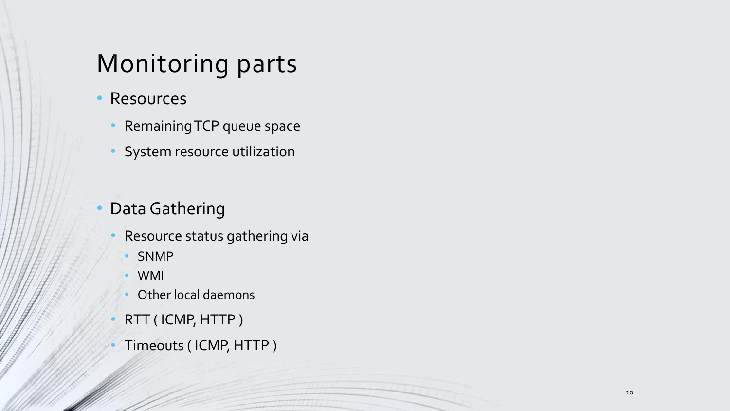# Monitoring parts

- Resources
  - Remaining TCP queue space
  - System resource utilization

- Data Gathering
  - Resource status gathering via
    - SNMP
    - WMI
    - Other local daemons
  - RTT ( ICMP, HTTP )
  - Timeouts ( ICMP, HTTP )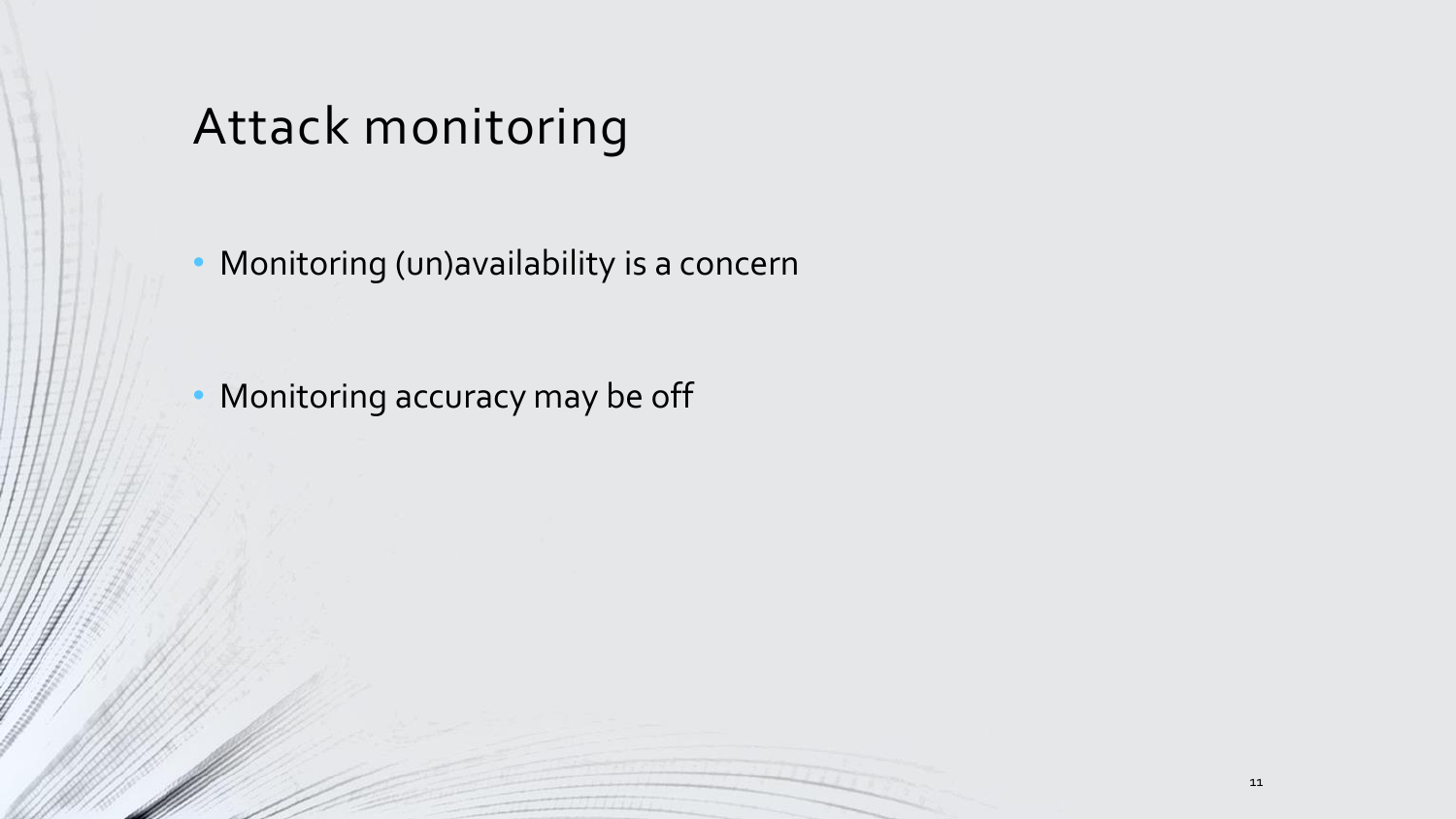# Attack monitoring

- Monitoring (un)availability is a concern
- Monitoring accuracy may be off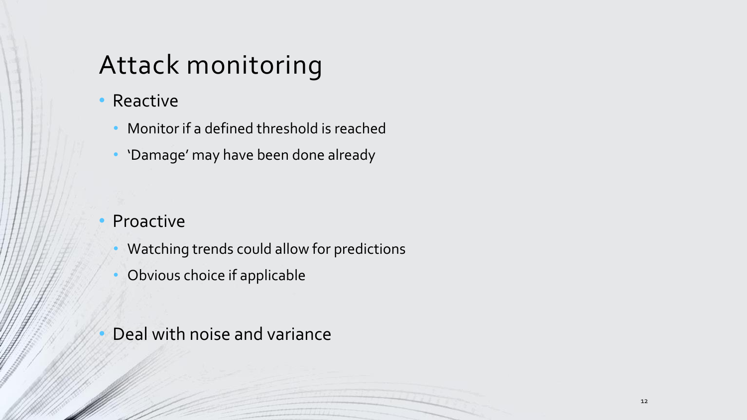# Attack monitoring

- Reactive
  - Monitor if a defined threshold is reached
  - 'Damage' may have been done already

- Proactive
  - Watching trends could allow for predictions
  - Obvious choice if applicable

- Deal with noise and variance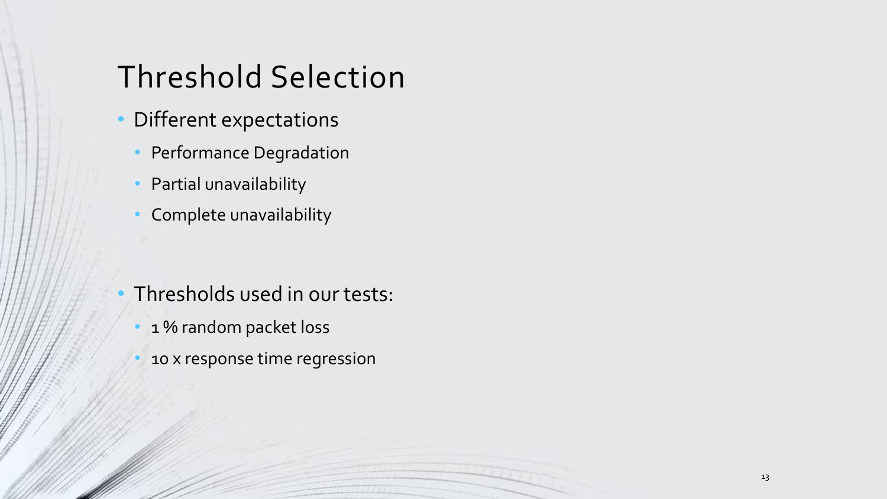# Threshold Selection

- Different expectations
  - Performance Degradation
  - Partial unavailability
  - Complete unavailability

- Thresholds used in our tests:
  - 1 % random packet loss
  - 10 x response time regression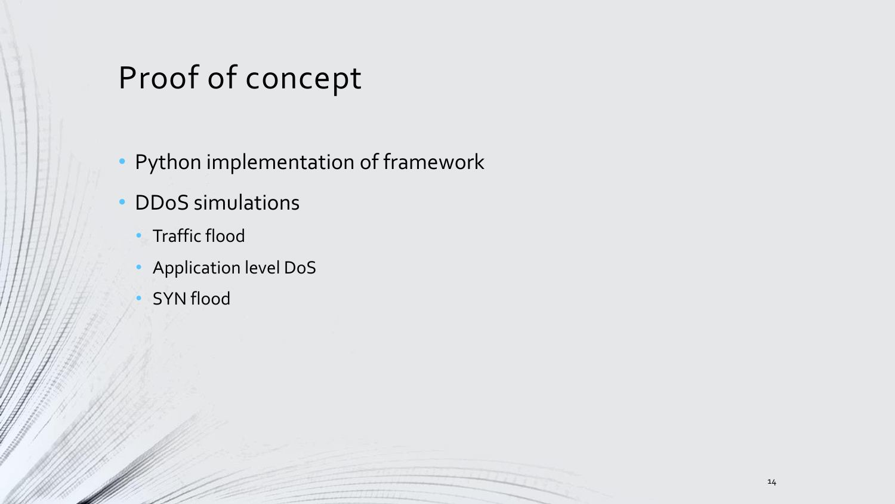# Proof of concept

- Python implementation of framework
- DDoS simulations
  - Traffic flood
  - Application level DoS
  - SYN flood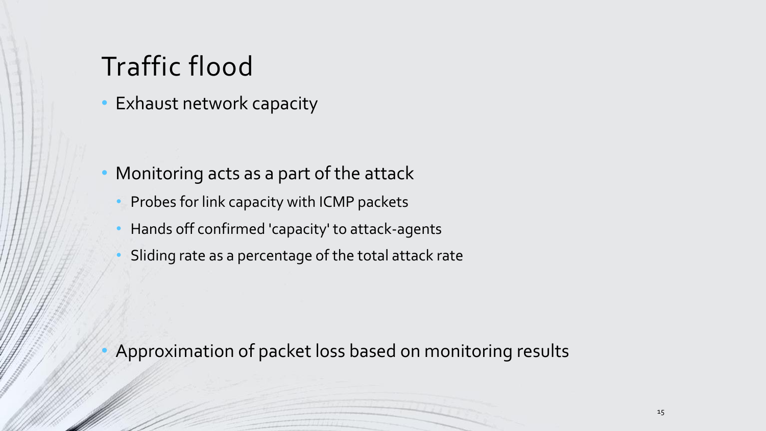# Traffic flood

- Exhaust network capacity

- Monitoring acts as a part of the attack
  - Probes for link capacity with ICMP packets
  - Hands off confirmed 'capacity' to attack-agents
  - Sliding rate as a percentage of the total attack rate

- Approximation of packet loss based on monitoring results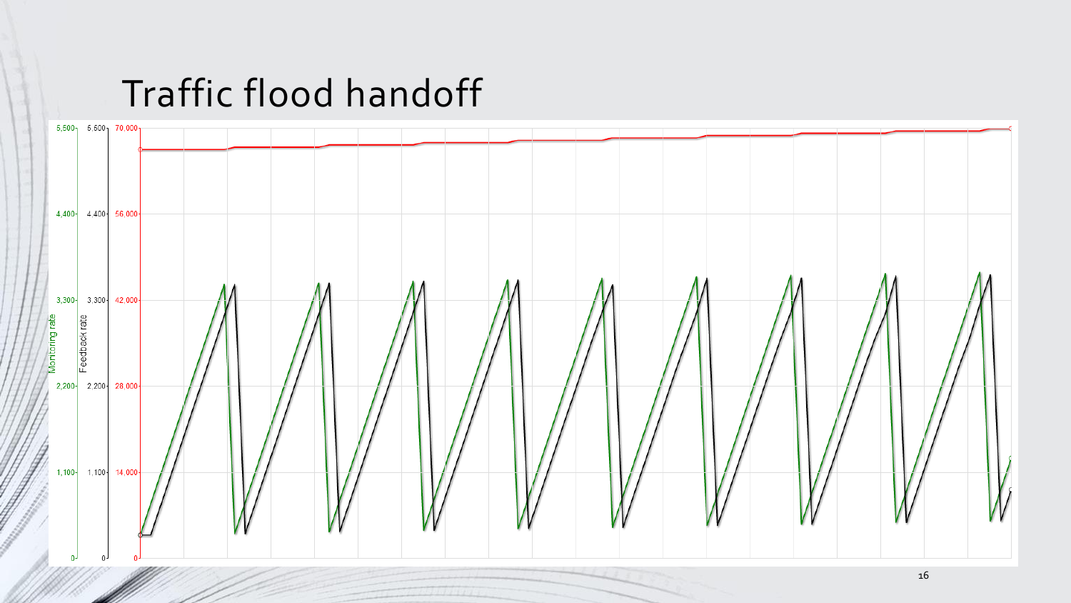# Traffic flood handoff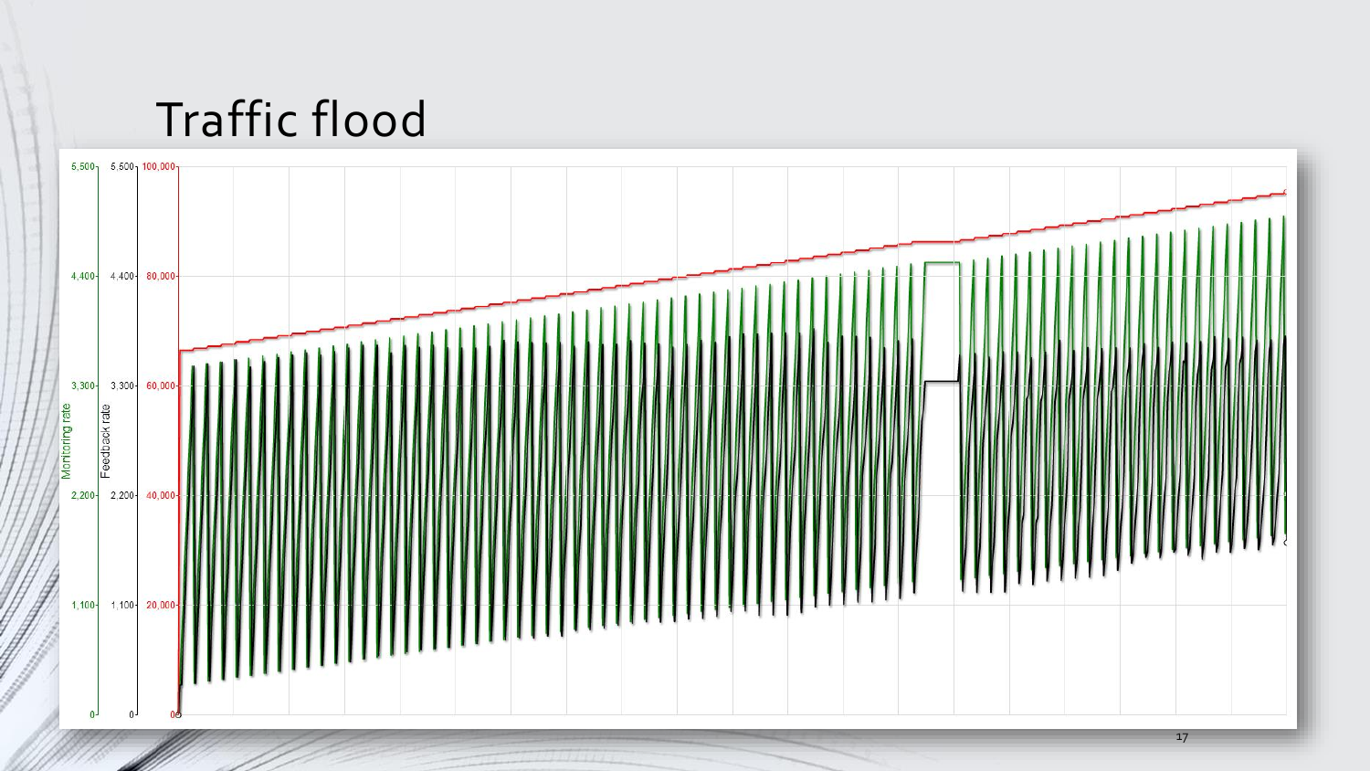# Traffic flood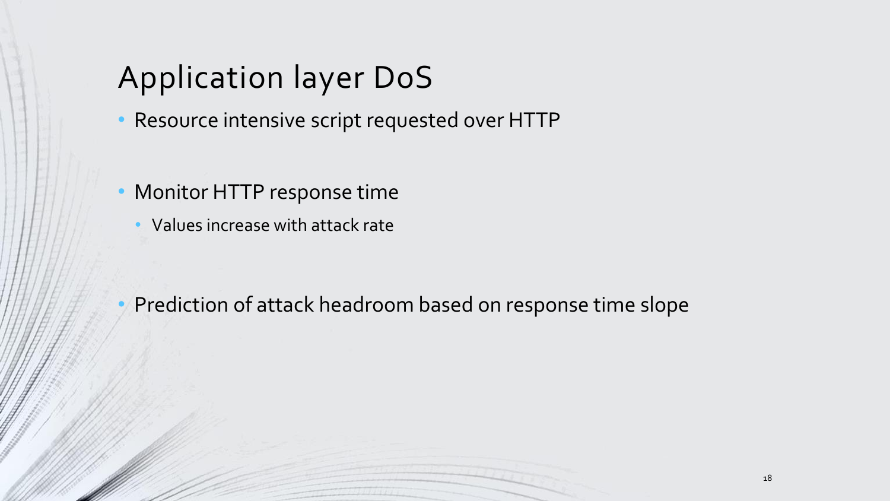# Application layer DoS

- Resource intensive script requested over HTTP

- Monitor HTTP response time
  - Values increase with attack rate

- Prediction of attack headroom based on response time slope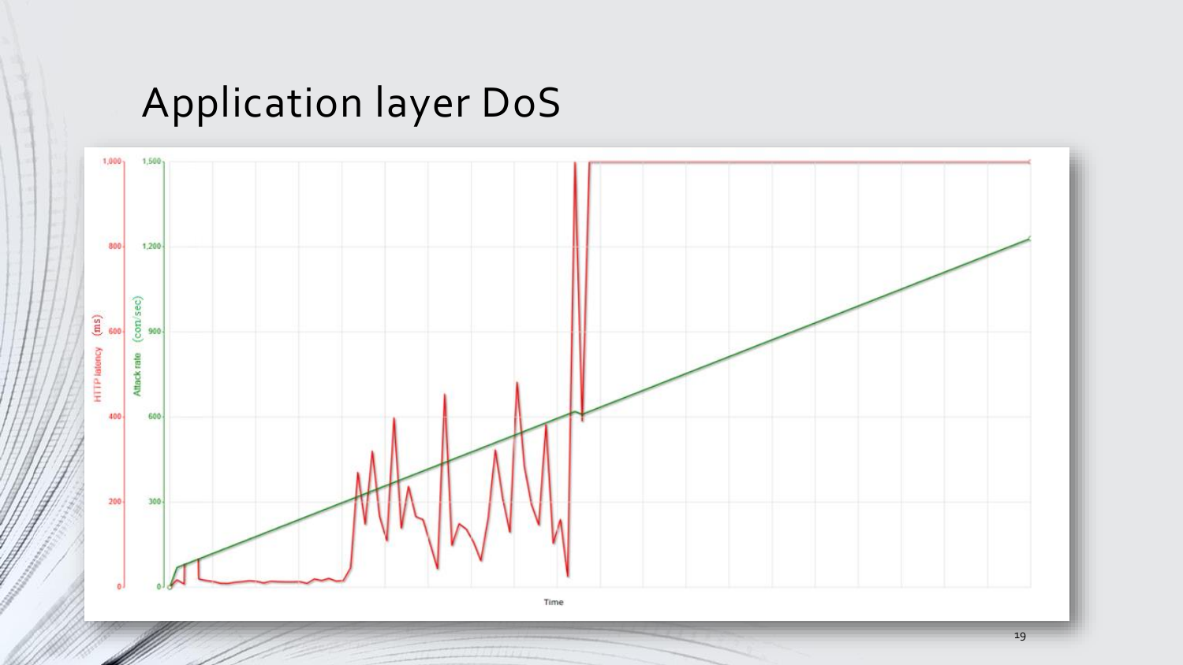# Application layer DoS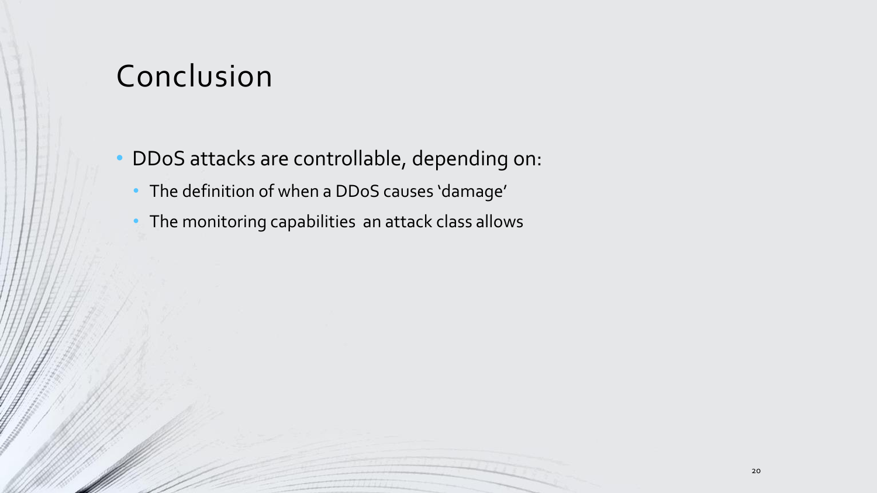# Conclusion

- DDoS attacks are controllable, depending on:
  - The definition of when a DDoS causes 'damage'
  - The monitoring capabilities an attack class allows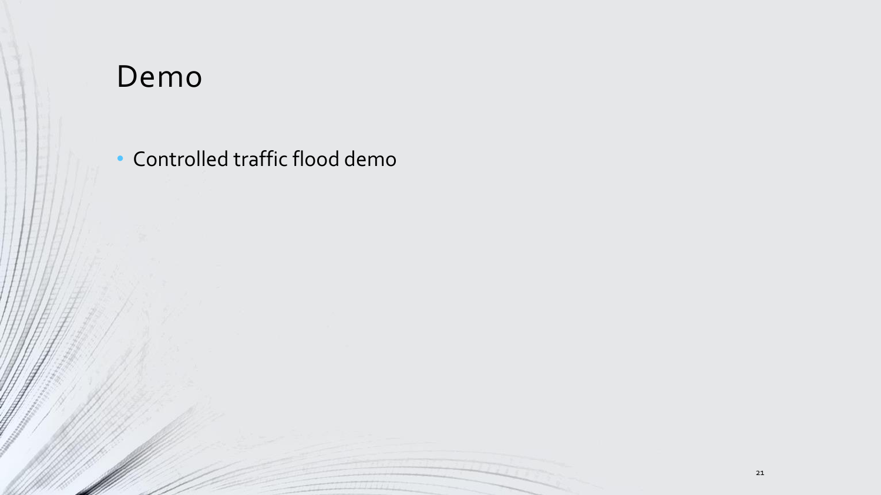# Demo

- Controlled traffic flood demo